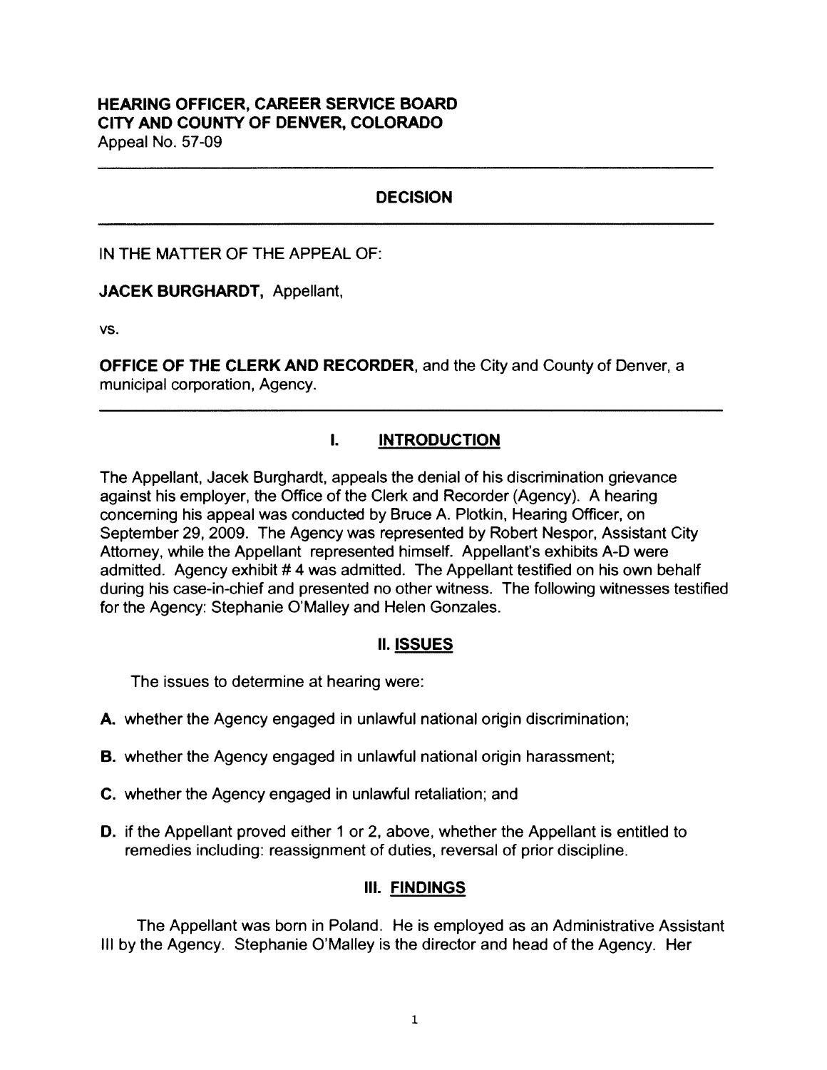**HEARING OFFICER, CAREER SERVICE BOARD**
**CITY AND COUNTY OF DENVER, COLORADO**
Appeal No. 57-09

---

## DECISION

---

IN THE MATTER OF THE APPEAL OF:

**JACEK BURGHARDT,** Appellant,

vs.

**OFFICE OF THE CLERK AND RECORDER,** and the City and County of Denver, a municipal corporation, Agency.

---

## I. INTRODUCTION

The Appellant, Jacek Burghardt, appeals the denial of his discrimination grievance against his employer, the Office of the Clerk and Recorder (Agency). A hearing concerning his appeal was conducted by Bruce A. Plotkin, Hearing Officer, on September 29, 2009. The Agency was represented by Robert Nespor, Assistant City Attorney, while the Appellant represented himself. Appellant's exhibits A-D were admitted. Agency exhibit # 4 was admitted. The Appellant testified on his own behalf during his case-in-chief and presented no other witness. The following witnesses testified for the Agency: Stephanie O'Malley and Helen Gonzales.

## II. ISSUES

The issues to determine at hearing were:

**A.** whether the Agency engaged in unlawful national origin discrimination;

**B.** whether the Agency engaged in unlawful national origin harassment;

**C.** whether the Agency engaged in unlawful retaliation; and

**D.** if the Appellant proved either 1 or 2, above, whether the Appellant is entitled to remedies including: reassignment of duties, reversal of prior discipline.

## III. FINDINGS

The Appellant was born in Poland. He is employed as an Administrative Assistant III by the Agency. Stephanie O'Malley is the director and head of the Agency. Her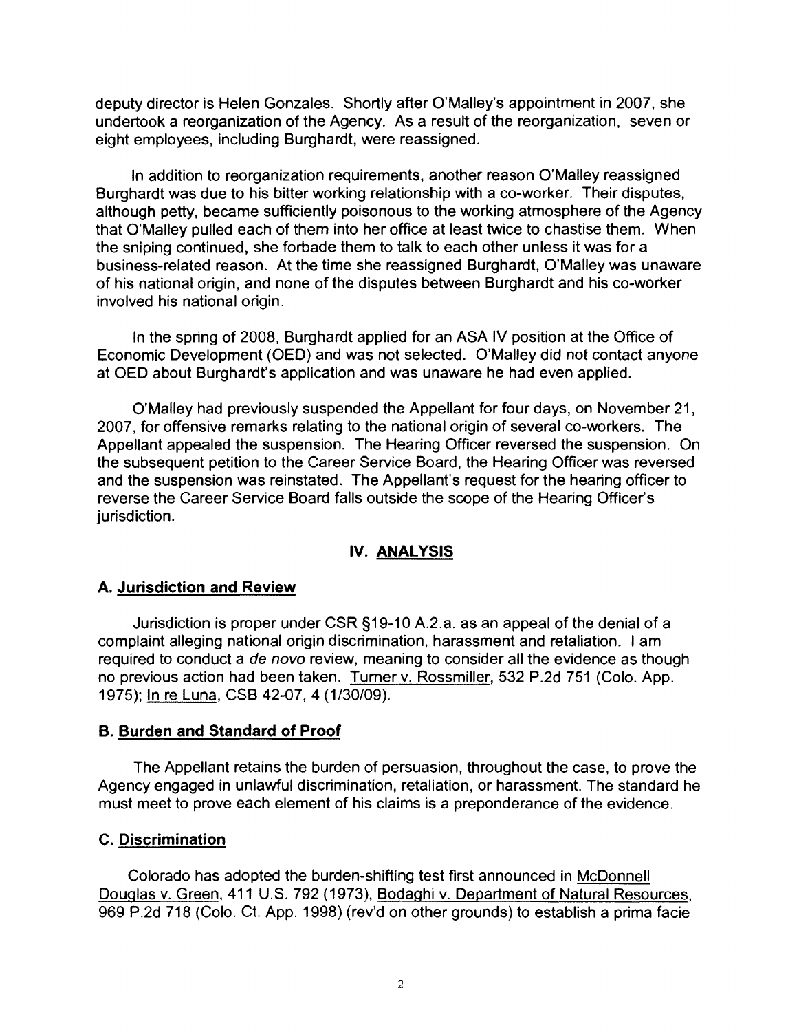deputy director is Helen Gonzales. Shortly after O'Malley's appointment in 2007, she undertook a reorganization of the Agency. As a result of the reorganization, seven or eight employees, including Burghardt, were reassigned.

In addition to reorganization requirements, another reason O'Malley reassigned Burghardt was due to his bitter working relationship with a co-worker. Their disputes, although petty, became sufficiently poisonous to the working atmosphere of the Agency that O'Malley pulled each of them into her office at least twice to chastise them. When the sniping continued, she forbade them to talk to each other unless it was for a business-related reason. At the time she reassigned Burghardt, O'Malley was unaware of his national origin, and none of the disputes between Burghardt and his co-worker involved his national origin.

In the spring of 2008, Burghardt applied for an ASA IV position at the Office of Economic Development (OED) and was not selected. O'Malley did not contact anyone at OED about Burghardt's application and was unaware he had even applied.

O'Malley had previously suspended the Appellant for four days, on November 21, 2007, for offensive remarks relating to the national origin of several co-workers. The Appellant appealed the suspension. The Hearing Officer reversed the suspension. On the subsequent petition to the Career Service Board, the Hearing Officer was reversed and the suspension was reinstated. The Appellant's request for the hearing officer to reverse the Career Service Board falls outside the scope of the Hearing Officer's jurisdiction.

## IV. ANALYSIS

### A. Jurisdiction and Review

Jurisdiction is proper under CSR §19-10 A.2.a. as an appeal of the denial of a complaint alleging national origin discrimination, harassment and retaliation. I am required to conduct a *de novo* review, meaning to consider all the evidence as though no previous action had been taken. Turner v. Rossmiller, 532 P.2d 751 (Colo. App. 1975); In re Luna, CSB 42-07, 4 (1/30/09).

### B. Burden and Standard of Proof

The Appellant retains the burden of persuasion, throughout the case, to prove the Agency engaged in unlawful discrimination, retaliation, or harassment. The standard he must meet to prove each element of his claims is a preponderance of the evidence.

### C. Discrimination

Colorado has adopted the burden-shifting test first announced in McDonnell Douglas v. Green, 411 U.S. 792 (1973), Bodaghi v. Department of Natural Resources, 969 P.2d 718 (Colo. Ct. App. 1998) (rev'd on other grounds) to establish a prima facie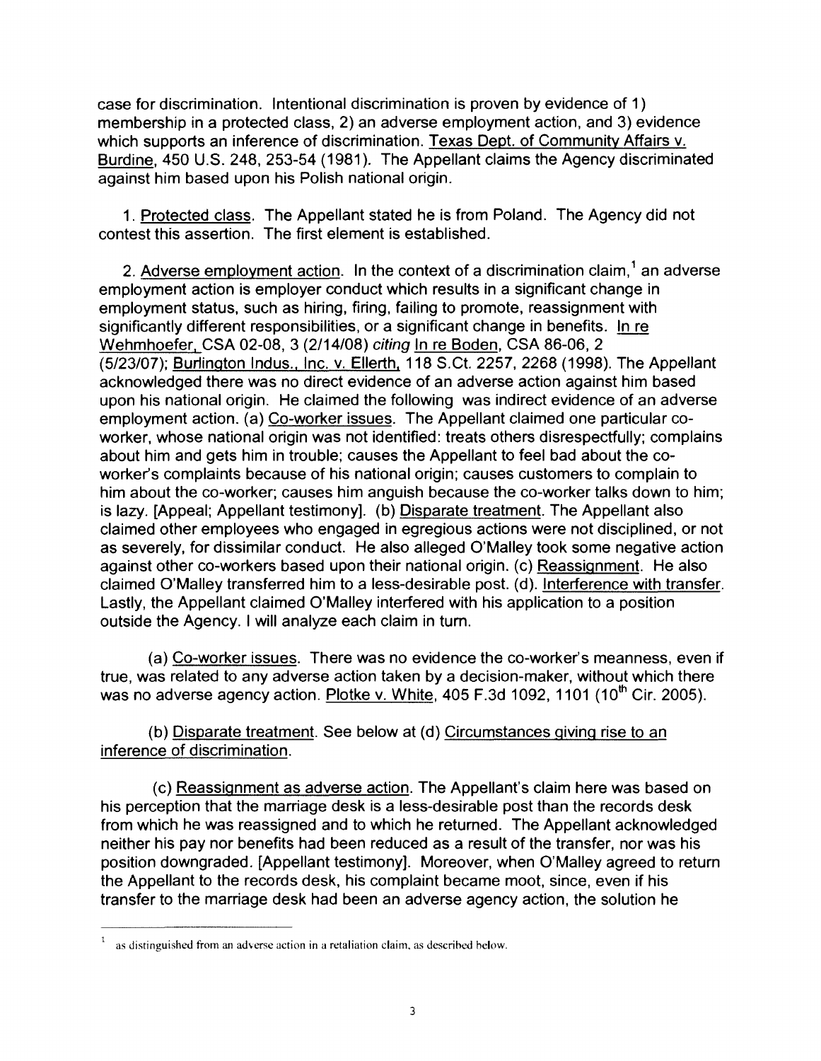case for discrimination. Intentional discrimination is proven by evidence of 1) membership in a protected class, 2) an adverse employment action, and 3) evidence which supports an inference of discrimination. Texas Dept. of Community Affairs v. Burdine, 450 U.S. 248, 253-54 (1981). The Appellant claims the Agency discriminated against him based upon his Polish national origin.

1. Protected class. The Appellant stated he is from Poland. The Agency did not contest this assertion. The first element is established.

2. Adverse employment action. In the context of a discrimination claim,[1] an adverse employment action is employer conduct which results in a significant change in employment status, such as hiring, firing, failing to promote, reassignment with significantly different responsibilities, or a significant change in benefits. In re Wehmhoefer, CSA 02-08, 3 (2/14/08) *citing* In re Boden, CSA 86-06, 2 (5/23/07); Burlington Indus., Inc. v. Ellerth, 118 S.Ct. 2257, 2268 (1998). The Appellant acknowledged there was no direct evidence of an adverse action against him based upon his national origin. He claimed the following was indirect evidence of an adverse employment action. (a) Co-worker issues. The Appellant claimed one particular co-worker, whose national origin was not identified: treats others disrespectfully; complains about him and gets him in trouble; causes the Appellant to feel bad about the co-worker's complaints because of his national origin; causes customers to complain to him about the co-worker; causes him anguish because the co-worker talks down to him; is lazy. [Appeal; Appellant testimony]. (b) Disparate treatment. The Appellant also claimed other employees who engaged in egregious actions were not disciplined, or not as severely, for dissimilar conduct. He also alleged O'Malley took some negative action against other co-workers based upon their national origin. (c) Reassignment. He also claimed O'Malley transferred him to a less-desirable post. (d). Interference with transfer. Lastly, the Appellant claimed O'Malley interfered with his application to a position outside the Agency. I will analyze each claim in turn.

(a) Co-worker issues. There was no evidence the co-worker's meanness, even if true, was related to any adverse action taken by a decision-maker, without which there was no adverse agency action. Plotke v. White, 405 F.3d 1092, 1101 (10th Cir. 2005).

(b) Disparate treatment. See below at (d) Circumstances giving rise to an inference of discrimination.

(c) Reassignment as adverse action. The Appellant's claim here was based on his perception that the marriage desk is a less-desirable post than the records desk from which he was reassigned and to which he returned. The Appellant acknowledged neither his pay nor benefits had been reduced as a result of the transfer, nor was his position downgraded. [Appellant testimony]. Moreover, when O'Malley agreed to return the Appellant to the records desk, his complaint became moot, since, even if his transfer to the marriage desk had been an adverse agency action, the solution he

---

[1] as distinguished from an adverse action in a retaliation claim, as described below.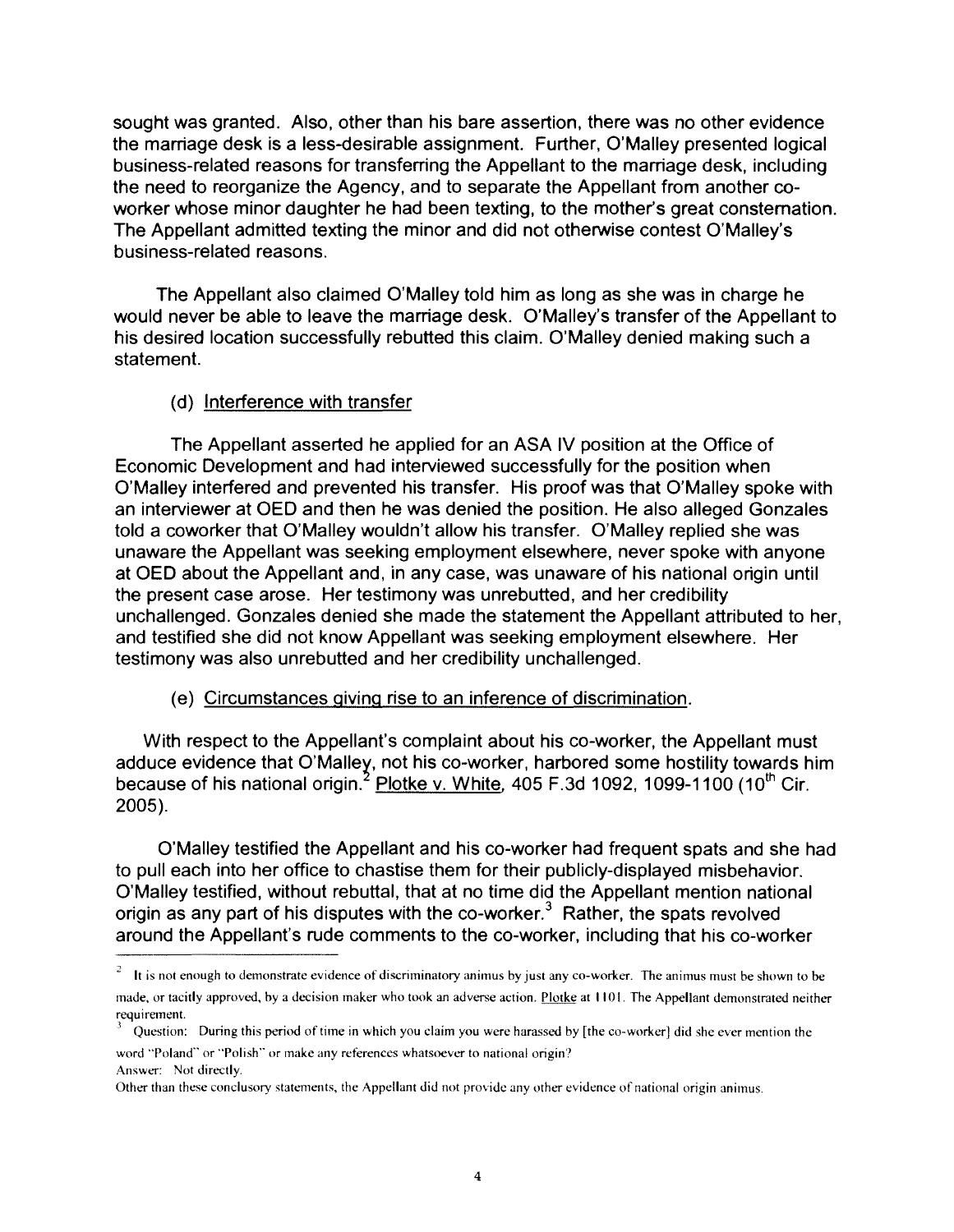sought was granted. Also, other than his bare assertion, there was no other evidence the marriage desk is a less-desirable assignment. Further, O'Malley presented logical business-related reasons for transferring the Appellant to the marriage desk, including the need to reorganize the Agency, and to separate the Appellant from another co-worker whose minor daughter he had been texting, to the mother's great consternation. The Appellant admitted texting the minor and did not otherwise contest O'Malley's business-related reasons.

The Appellant also claimed O'Malley told him as long as she was in charge he would never be able to leave the marriage desk. O'Malley's transfer of the Appellant to his desired location successfully rebutted this claim. O'Malley denied making such a statement.

(d) Interference with transfer

The Appellant asserted he applied for an ASA IV position at the Office of Economic Development and had interviewed successfully for the position when O'Malley interfered and prevented his transfer. His proof was that O'Malley spoke with an interviewer at OED and then he was denied the position. He also alleged Gonzales told a coworker that O'Malley wouldn't allow his transfer. O'Malley replied she was unaware the Appellant was seeking employment elsewhere, never spoke with anyone at OED about the Appellant and, in any case, was unaware of his national origin until the present case arose. Her testimony was unrebutted, and her credibility unchallenged. Gonzales denied she made the statement the Appellant attributed to her, and testified she did not know Appellant was seeking employment elsewhere. Her testimony was also unrebutted and her credibility unchallenged.

(e) Circumstances giving rise to an inference of discrimination.

With respect to the Appellant's complaint about his co-worker, the Appellant must adduce evidence that O'Malley, not his co-worker, harbored some hostility towards him because of his national origin.[2] Plotke v. White, 405 F.3d 1092, 1099-1100 (10th Cir. 2005).

O'Malley testified the Appellant and his co-worker had frequent spats and she had to pull each into her office to chastise them for their publicly-displayed misbehavior. O'Malley testified, without rebuttal, that at no time did the Appellant mention national origin as any part of his disputes with the co-worker.[3] Rather, the spats revolved around the Appellant's rude comments to the co-worker, including that his co-worker

---

[2] It is not enough to demonstrate evidence of discriminatory animus by just any co-worker. The animus must be shown to be made, or tacitly approved, by a decision maker who took an adverse action. Plotke at 1101. The Appellant demonstrated neither requirement.

[3] Question: During this period of time in which you claim you were harassed by [the co-worker] did she ever mention the word "Poland" or "Polish" or make any references whatsoever to national origin?
Answer: Not directly.
Other than these conclusory statements, the Appellant did not provide any other evidence of national origin animus.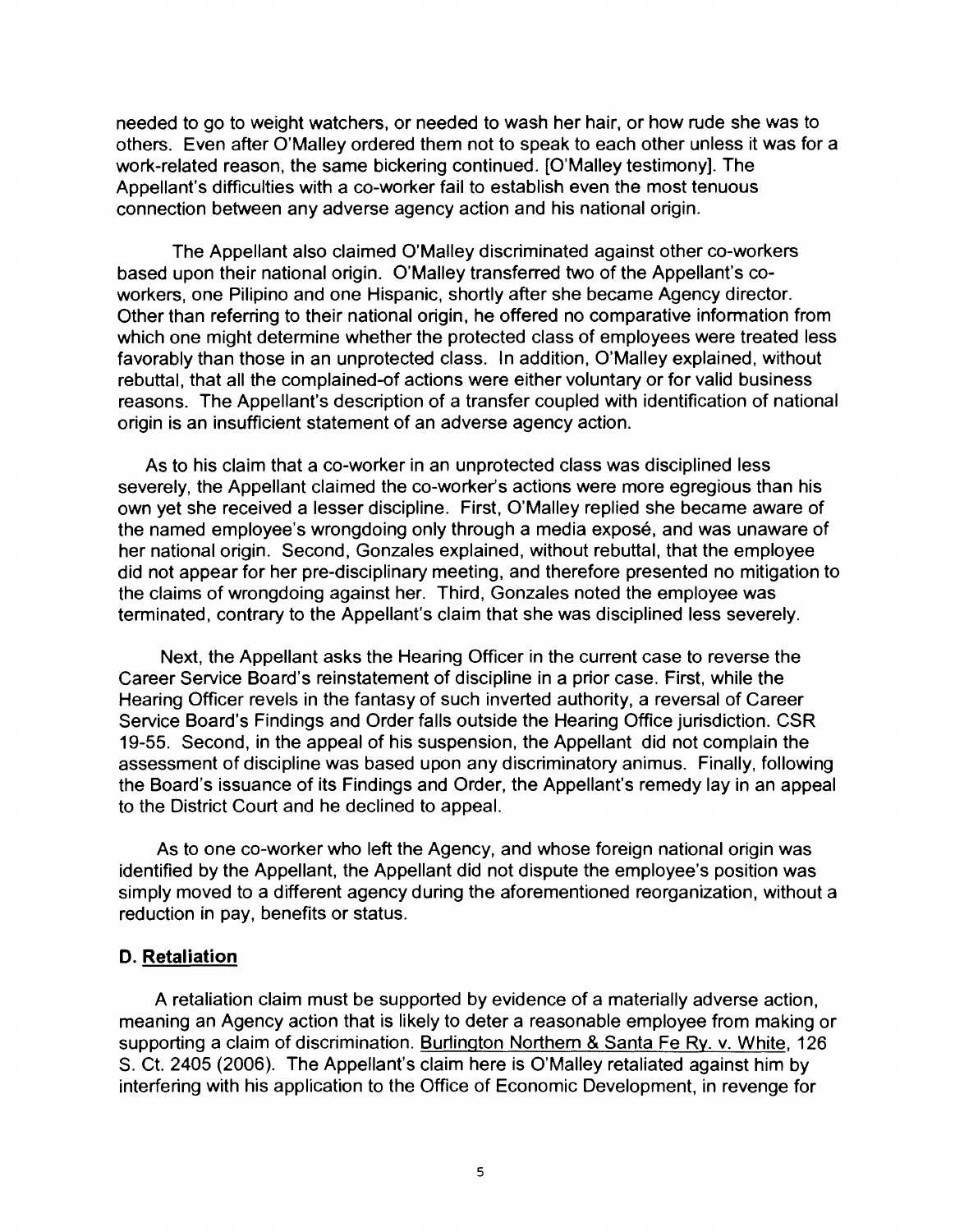needed to go to weight watchers, or needed to wash her hair, or how rude she was to others. Even after O'Malley ordered them not to speak to each other unless it was for a work-related reason, the same bickering continued. [O'Malley testimony]. The Appellant's difficulties with a co-worker fail to establish even the most tenuous connection between any adverse agency action and his national origin.

The Appellant also claimed O'Malley discriminated against other co-workers based upon their national origin. O'Malley transferred two of the Appellant's co-workers, one Pilipino and one Hispanic, shortly after she became Agency director. Other than referring to their national origin, he offered no comparative information from which one might determine whether the protected class of employees were treated less favorably than those in an unprotected class. In addition, O'Malley explained, without rebuttal, that all the complained-of actions were either voluntary or for valid business reasons. The Appellant's description of a transfer coupled with identification of national origin is an insufficient statement of an adverse agency action.

As to his claim that a co-worker in an unprotected class was disciplined less severely, the Appellant claimed the co-worker's actions were more egregious than his own yet she received a lesser discipline. First, O'Malley replied she became aware of the named employee's wrongdoing only through a media exposé, and was unaware of her national origin. Second, Gonzales explained, without rebuttal, that the employee did not appear for her pre-disciplinary meeting, and therefore presented no mitigation to the claims of wrongdoing against her. Third, Gonzales noted the employee was terminated, contrary to the Appellant's claim that she was disciplined less severely.

Next, the Appellant asks the Hearing Officer in the current case to reverse the Career Service Board's reinstatement of discipline in a prior case. First, while the Hearing Officer revels in the fantasy of such inverted authority, a reversal of Career Service Board's Findings and Order falls outside the Hearing Office jurisdiction. CSR 19-55. Second, in the appeal of his suspension, the Appellant did not complain the assessment of discipline was based upon any discriminatory animus. Finally, following the Board's issuance of its Findings and Order, the Appellant's remedy lay in an appeal to the District Court and he declined to appeal.

As to one co-worker who left the Agency, and whose foreign national origin was identified by the Appellant, the Appellant did not dispute the employee's position was simply moved to a different agency during the aforementioned reorganization, without a reduction in pay, benefits or status.

### D. Retaliation

A retaliation claim must be supported by evidence of a materially adverse action, meaning an Agency action that is likely to deter a reasonable employee from making or supporting a claim of discrimination. Burlington Northern & Santa Fe Ry. v. White, 126 S. Ct. 2405 (2006). The Appellant's claim here is O'Malley retaliated against him by interfering with his application to the Office of Economic Development, in revenge for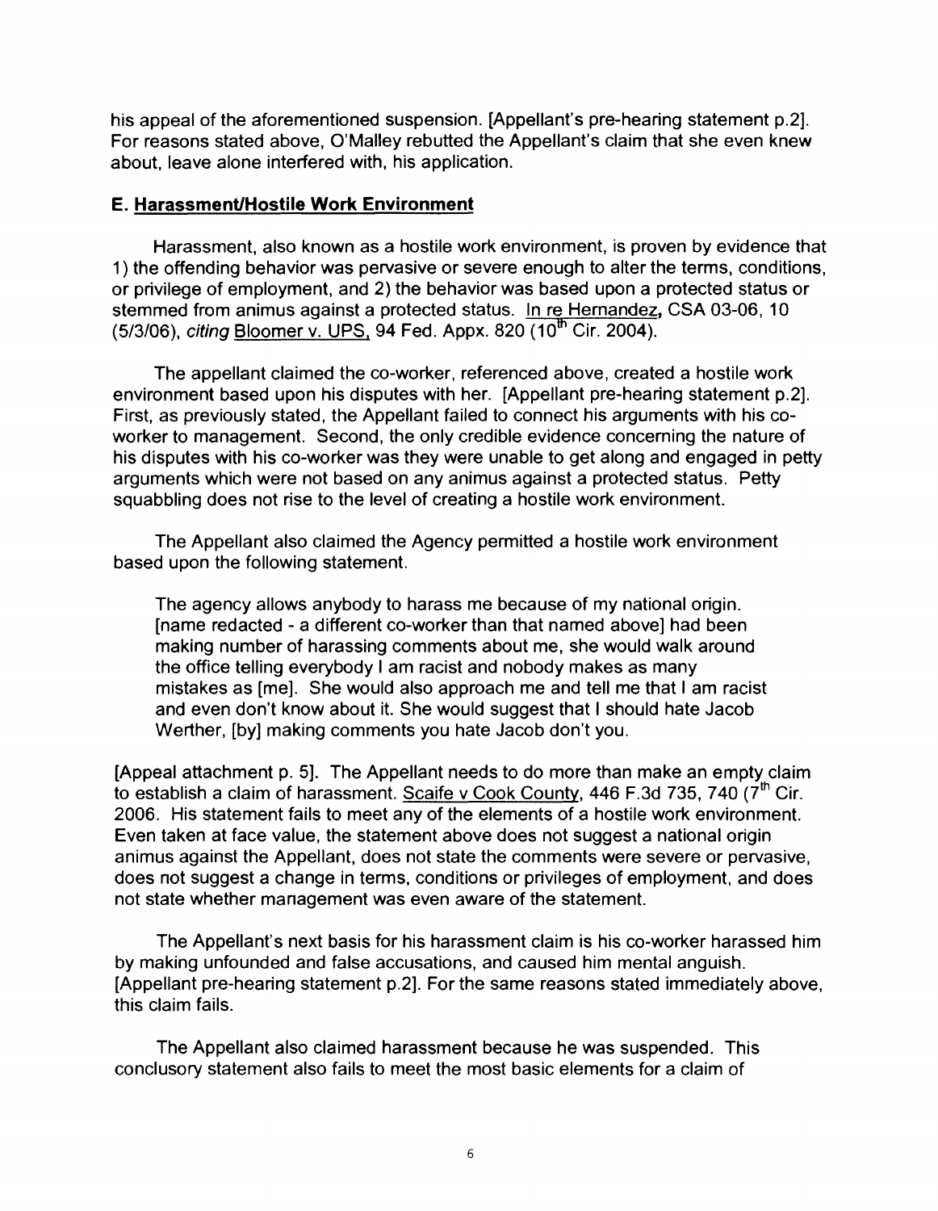his appeal of the aforementioned suspension. [Appellant's pre-hearing statement p.2]. For reasons stated above, O'Malley rebutted the Appellant's claim that she even knew about, leave alone interfered with, his application.

### E. Harassment/Hostile Work Environment

Harassment, also known as a hostile work environment, is proven by evidence that 1) the offending behavior was pervasive or severe enough to alter the terms, conditions, or privilege of employment, and 2) the behavior was based upon a protected status or stemmed from animus against a protected status. In re Hernandez, CSA 03-06, 10 (5/3/06), *citing* Bloomer v. UPS, 94 Fed. Appx. 820 (10th Cir. 2004).

The appellant claimed the co-worker, referenced above, created a hostile work environment based upon his disputes with her. [Appellant pre-hearing statement p.2]. First, as previously stated, the Appellant failed to connect his arguments with his co-worker to management. Second, the only credible evidence concerning the nature of his disputes with his co-worker was they were unable to get along and engaged in petty arguments which were not based on any animus against a protected status. Petty squabbling does not rise to the level of creating a hostile work environment.

The Appellant also claimed the Agency permitted a hostile work environment based upon the following statement.

> The agency allows anybody to harass me because of my national origin. [name redacted - a different co-worker than that named above] had been making number of harassing comments about me, she would walk around the office telling everybody I am racist and nobody makes as many mistakes as [me]. She would also approach me and tell me that I am racist and even don't know about it. She would suggest that I should hate Jacob Werther, [by] making comments you hate Jacob don't you.

[Appeal attachment p. 5]. The Appellant needs to do more than make an empty claim to establish a claim of harassment. Scaife v Cook County, 446 F.3d 735, 740 (7th Cir. 2006. His statement fails to meet any of the elements of a hostile work environment. Even taken at face value, the statement above does not suggest a national origin animus against the Appellant, does not state the comments were severe or pervasive, does not suggest a change in terms, conditions or privileges of employment, and does not state whether management was even aware of the statement.

The Appellant's next basis for his harassment claim is his co-worker harassed him by making unfounded and false accusations, and caused him mental anguish. [Appellant pre-hearing statement p.2]. For the same reasons stated immediately above, this claim fails.

The Appellant also claimed harassment because he was suspended. This conclusory statement also fails to meet the most basic elements for a claim of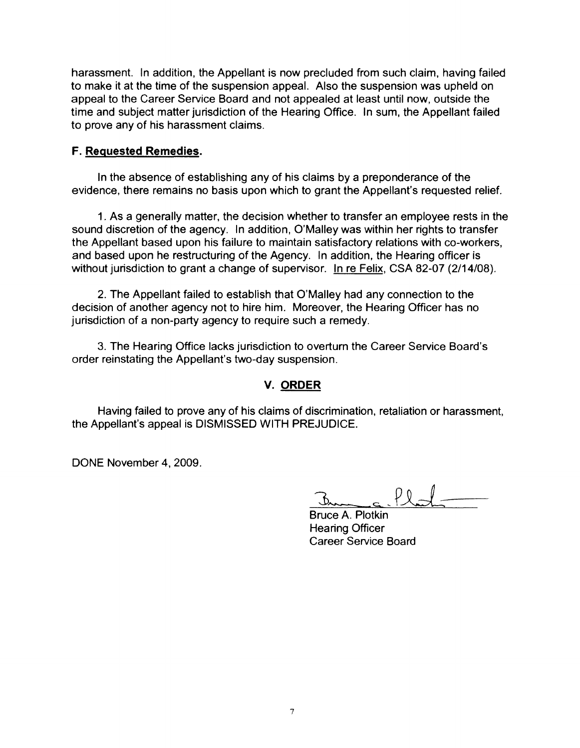harassment. In addition, the Appellant is now precluded from such claim, having failed to make it at the time of the suspension appeal. Also the suspension was upheld on appeal to the Career Service Board and not appealed at least until now, outside the time and subject matter jurisdiction of the Hearing Office. In sum, the Appellant failed to prove any of his harassment claims.

### F. Requested Remedies.

In the absence of establishing any of his claims by a preponderance of the evidence, there remains no basis upon which to grant the Appellant's requested relief.

1. As a generally matter, the decision whether to transfer an employee rests in the sound discretion of the agency. In addition, O'Malley was within her rights to transfer the Appellant based upon his failure to maintain satisfactory relations with co-workers, and based upon he restructuring of the Agency. In addition, the Hearing officer is without jurisdiction to grant a change of supervisor. In re Felix, CSA 82-07 (2/14/08).

2. The Appellant failed to establish that O'Malley had any connection to the decision of another agency not to hire him. Moreover, the Hearing Officer has no jurisdiction of a non-party agency to require such a remedy.

3. The Hearing Office lacks jurisdiction to overturn the Career Service Board's order reinstating the Appellant's two-day suspension.

## V. ORDER

Having failed to prove any of his claims of discrimination, retaliation or harassment, the Appellant's appeal is DISMISSED WITH PREJUDICE.

DONE November 4, 2009.

Bruce A. Plotkin
Hearing Officer
Career Service Board